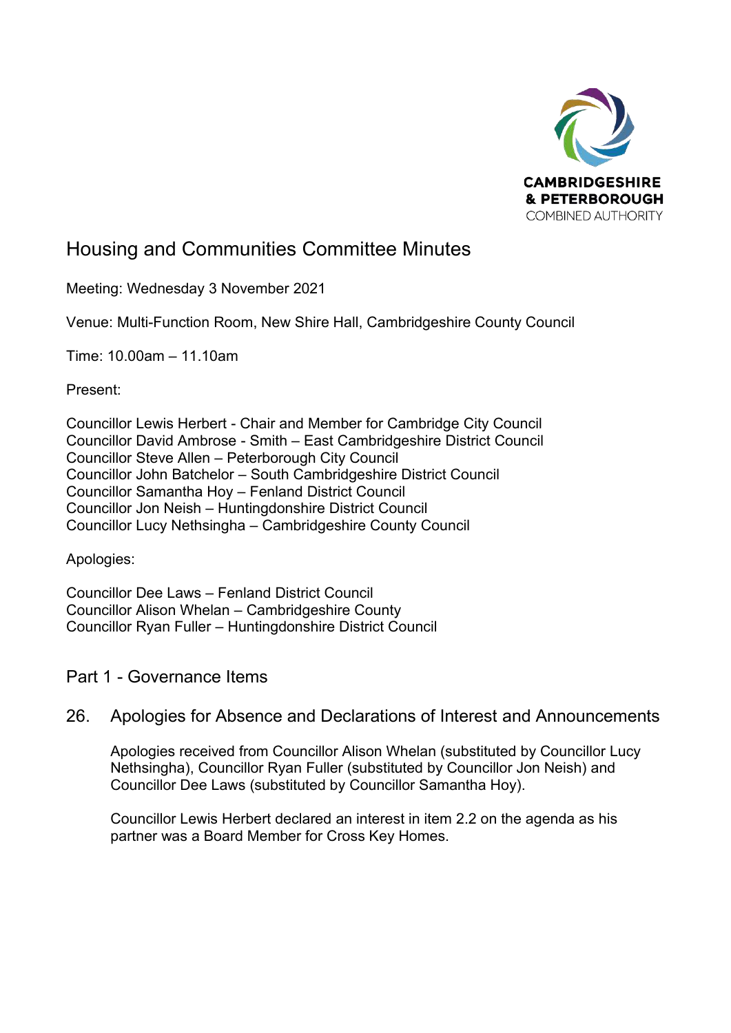CAMBRIDGESHIRE
& PETERBOROUGH
COMBINED AUTHORITY

# Housing and Communities Committee Minutes

Meeting: Wednesday 3 November 2021

Venue: Multi-Function Room, New Shire Hall, Cambridgeshire County Council

Time: 10.00am – 11.10am

Present:

Councillor Lewis Herbert - Chair and Member for Cambridge City Council
Councillor David Ambrose - Smith – East Cambridgeshire District Council
Councillor Steve Allen – Peterborough City Council
Councillor John Batchelor – South Cambridgeshire District Council
Councillor Samantha Hoy – Fenland District Council
Councillor Jon Neish – Huntingdonshire District Council
Councillor Lucy Nethsingha – Cambridgeshire County Council

Apologies:

Councillor Dee Laws – Fenland District Council
Councillor Alison Whelan – Cambridgeshire County
Councillor Ryan Fuller – Huntingdonshire District Council

## Part 1 - Governance Items

### 26. Apologies for Absence and Declarations of Interest and Announcements

Apologies received from Councillor Alison Whelan (substituted by Councillor Lucy Nethsingha), Councillor Ryan Fuller (substituted by Councillor Jon Neish) and Councillor Dee Laws (substituted by Councillor Samantha Hoy).

Councillor Lewis Herbert declared an interest in item 2.2 on the agenda as his partner was a Board Member for Cross Key Homes.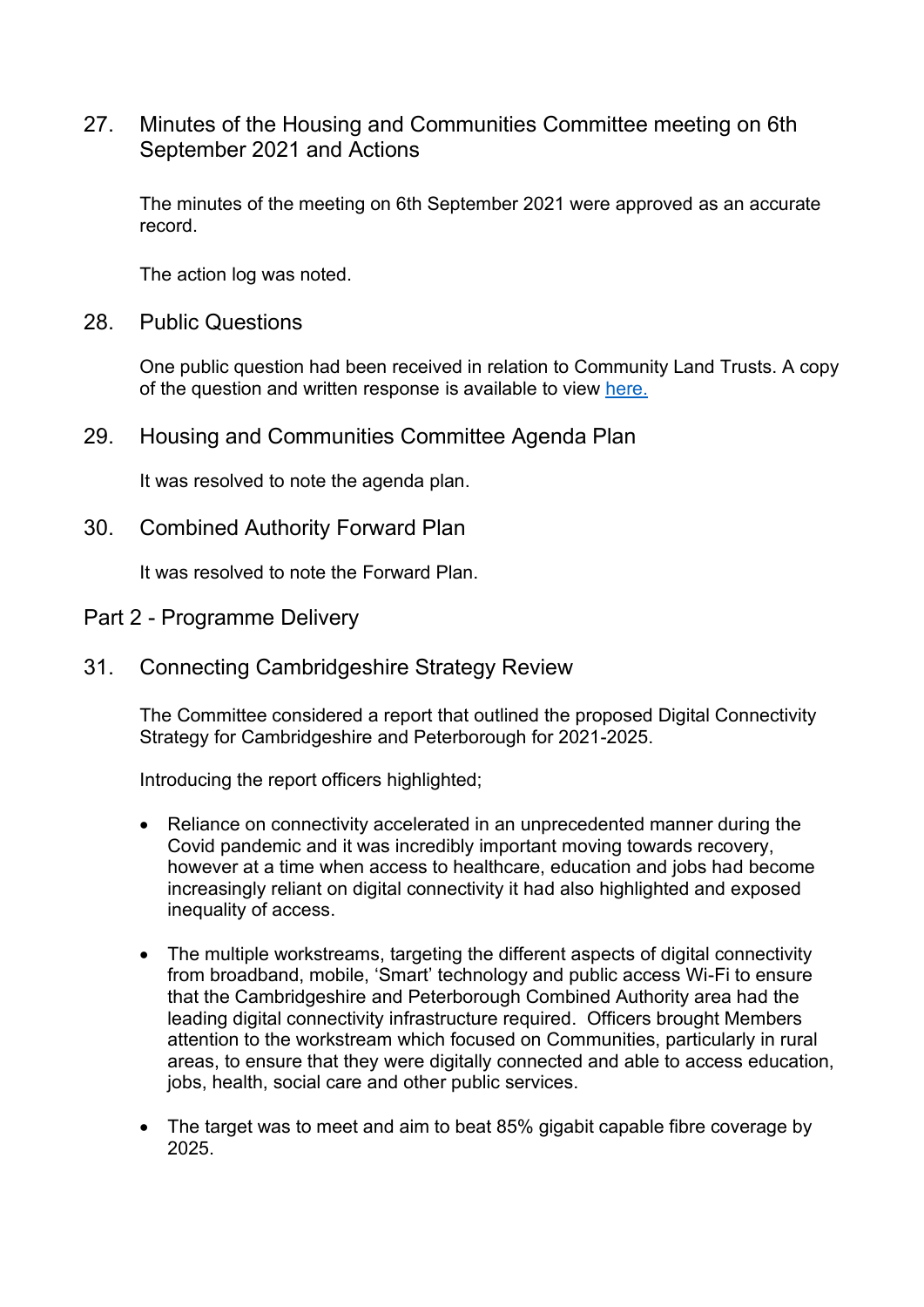## 27. Minutes of the Housing and Communities Committee meeting on 6th September 2021 and Actions

The minutes of the meeting on 6th September 2021 were approved as an accurate record.

The action log was noted.

## 28. Public Questions

One public question had been received in relation to Community Land Trusts. A copy of the question and written response is available to view [here.]()

## 29. Housing and Communities Committee Agenda Plan

It was resolved to note the agenda plan.

## 30. Combined Authority Forward Plan

It was resolved to note the Forward Plan.

# Part 2 - Programme Delivery

## 31. Connecting Cambridgeshire Strategy Review

The Committee considered a report that outlined the proposed Digital Connectivity Strategy for Cambridgeshire and Peterborough for 2021-2025.

Introducing the report officers highlighted;

- Reliance on connectivity accelerated in an unprecedented manner during the Covid pandemic and it was incredibly important moving towards recovery, however at a time when access to healthcare, education and jobs had become increasingly reliant on digital connectivity it had also highlighted and exposed inequality of access.

- The multiple workstreams, targeting the different aspects of digital connectivity from broadband, mobile, 'Smart' technology and public access Wi-Fi to ensure that the Cambridgeshire and Peterborough Combined Authority area had the leading digital connectivity infrastructure required. Officers brought Members attention to the workstream which focused on Communities, particularly in rural areas, to ensure that they were digitally connected and able to access education, jobs, health, social care and other public services.

- The target was to meet and aim to beat 85% gigabit capable fibre coverage by 2025.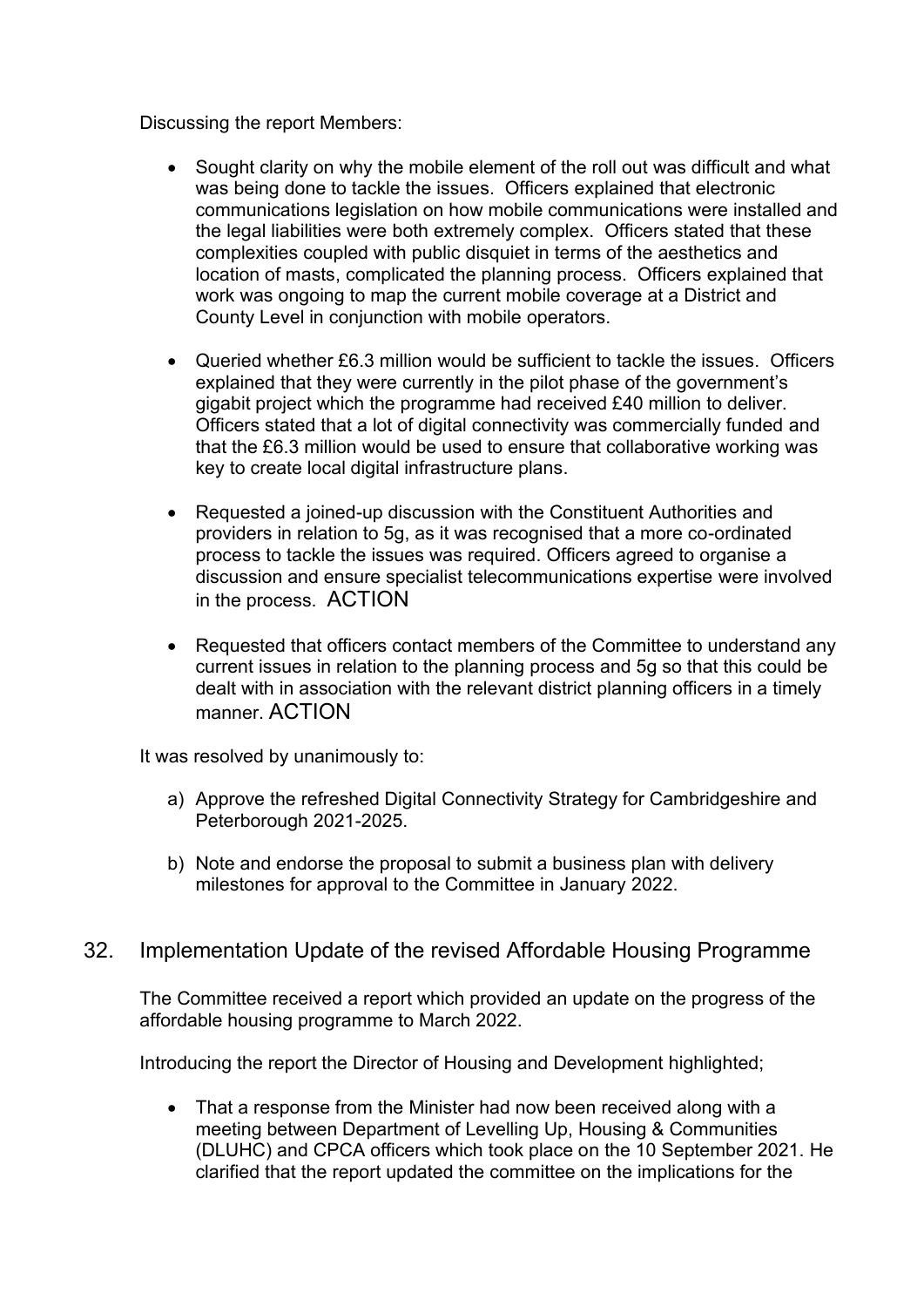Discussing the report Members:

- Sought clarity on why the mobile element of the roll out was difficult and what was being done to tackle the issues. Officers explained that electronic communications legislation on how mobile communications were installed and the legal liabilities were both extremely complex. Officers stated that these complexities coupled with public disquiet in terms of the aesthetics and location of masts, complicated the planning process. Officers explained that work was ongoing to map the current mobile coverage at a District and County Level in conjunction with mobile operators.

- Queried whether £6.3 million would be sufficient to tackle the issues. Officers explained that they were currently in the pilot phase of the government's gigabit project which the programme had received £40 million to deliver. Officers stated that a lot of digital connectivity was commercially funded and that the £6.3 million would be used to ensure that collaborative working was key to create local digital infrastructure plans.

- Requested a joined-up discussion with the Constituent Authorities and providers in relation to 5g, as it was recognised that a more co-ordinated process to tackle the issues was required. Officers agreed to organise a discussion and ensure specialist telecommunications expertise were involved in the process. ACTION

- Requested that officers contact members of the Committee to understand any current issues in relation to the planning process and 5g so that this could be dealt with in association with the relevant district planning officers in a timely manner. ACTION

It was resolved by unanimously to:

a) Approve the refreshed Digital Connectivity Strategy for Cambridgeshire and Peterborough 2021-2025.

b) Note and endorse the proposal to submit a business plan with delivery milestones for approval to the Committee in January 2022.

## 32. Implementation Update of the revised Affordable Housing Programme

The Committee received a report which provided an update on the progress of the affordable housing programme to March 2022.

Introducing the report the Director of Housing and Development highlighted;

- That a response from the Minister had now been received along with a meeting between Department of Levelling Up, Housing & Communities (DLUHC) and CPCA officers which took place on the 10 September 2021. He clarified that the report updated the committee on the implications for the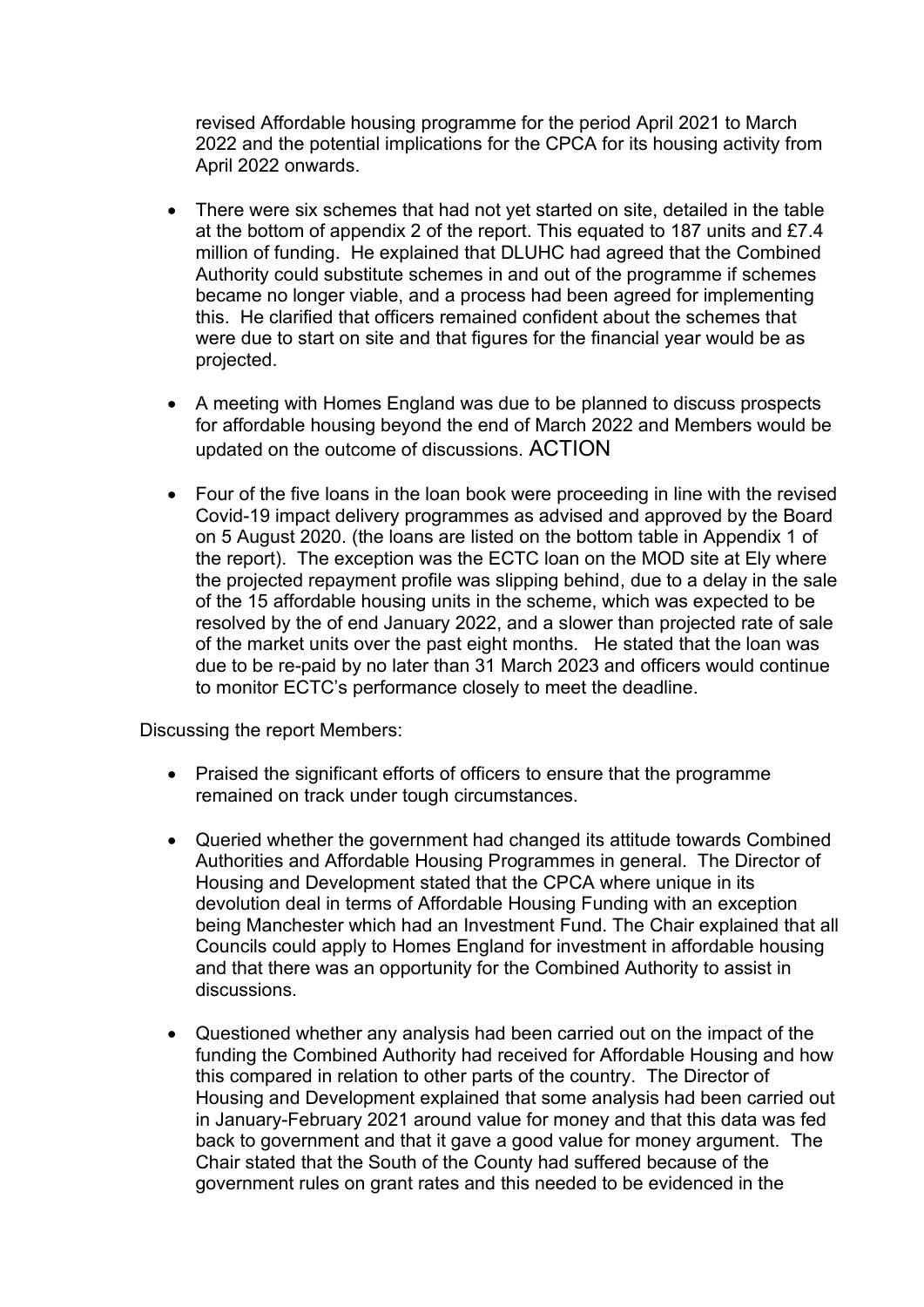revised Affordable housing programme for the period April 2021 to March 2022 and the potential implications for the CPCA for its housing activity from April 2022 onwards.

- There were six schemes that had not yet started on site, detailed in the table at the bottom of appendix 2 of the report. This equated to 187 units and £7.4 million of funding. He explained that DLUHC had agreed that the Combined Authority could substitute schemes in and out of the programme if schemes became no longer viable, and a process had been agreed for implementing this. He clarified that officers remained confident about the schemes that were due to start on site and that figures for the financial year would be as projected.

- A meeting with Homes England was due to be planned to discuss prospects for affordable housing beyond the end of March 2022 and Members would be updated on the outcome of discussions. ACTION

- Four of the five loans in the loan book were proceeding in line with the revised Covid-19 impact delivery programmes as advised and approved by the Board on 5 August 2020. (the loans are listed on the bottom table in Appendix 1 of the report). The exception was the ECTC loan on the MOD site at Ely where the projected repayment profile was slipping behind, due to a delay in the sale of the 15 affordable housing units in the scheme, which was expected to be resolved by the of end January 2022, and a slower than projected rate of sale of the market units over the past eight months. He stated that the loan was due to be re-paid by no later than 31 March 2023 and officers would continue to monitor ECTC's performance closely to meet the deadline.

Discussing the report Members:

- Praised the significant efforts of officers to ensure that the programme remained on track under tough circumstances.

- Queried whether the government had changed its attitude towards Combined Authorities and Affordable Housing Programmes in general. The Director of Housing and Development stated that the CPCA where unique in its devolution deal in terms of Affordable Housing Funding with an exception being Manchester which had an Investment Fund. The Chair explained that all Councils could apply to Homes England for investment in affordable housing and that there was an opportunity for the Combined Authority to assist in discussions.

- Questioned whether any analysis had been carried out on the impact of the funding the Combined Authority had received for Affordable Housing and how this compared in relation to other parts of the country. The Director of Housing and Development explained that some analysis had been carried out in January-February 2021 around value for money and that this data was fed back to government and that it gave a good value for money argument. The Chair stated that the South of the County had suffered because of the government rules on grant rates and this needed to be evidenced in the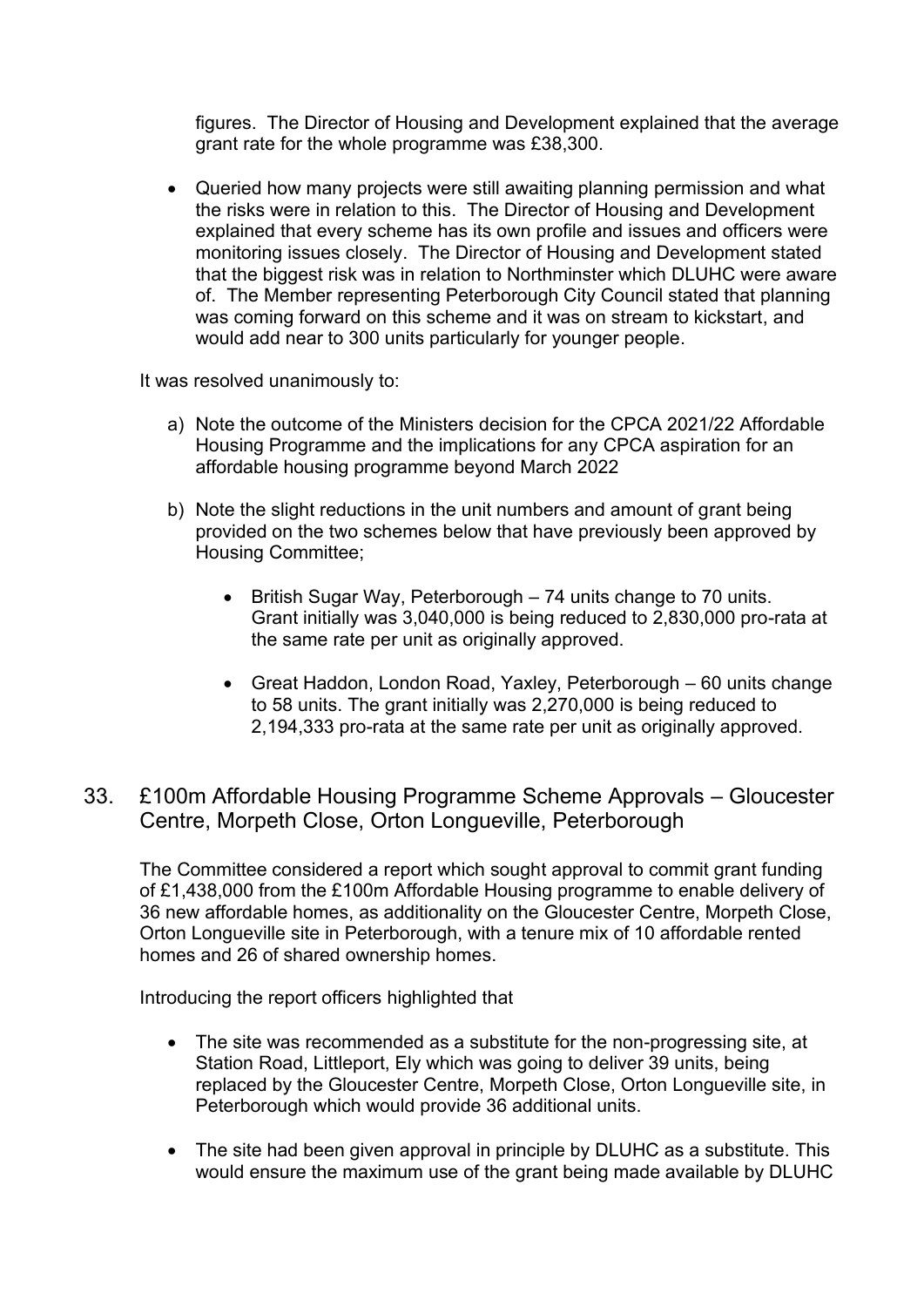figures. The Director of Housing and Development explained that the average grant rate for the whole programme was £38,300.

- Queried how many projects were still awaiting planning permission and what the risks were in relation to this. The Director of Housing and Development explained that every scheme has its own profile and issues and officers were monitoring issues closely. The Director of Housing and Development stated that the biggest risk was in relation to Northminster which DLUHC were aware of. The Member representing Peterborough City Council stated that planning was coming forward on this scheme and it was on stream to kickstart, and would add near to 300 units particularly for younger people.

It was resolved unanimously to:

a) Note the outcome of the Ministers decision for the CPCA 2021/22 Affordable Housing Programme and the implications for any CPCA aspiration for an affordable housing programme beyond March 2022

b) Note the slight reductions in the unit numbers and amount of grant being provided on the two schemes below that have previously been approved by Housing Committee;

   - British Sugar Way, Peterborough – 74 units change to 70 units. Grant initially was 3,040,000 is being reduced to 2,830,000 pro-rata at the same rate per unit as originally approved.

   - Great Haddon, London Road, Yaxley, Peterborough – 60 units change to 58 units. The grant initially was 2,270,000 is being reduced to 2,194,333 pro-rata at the same rate per unit as originally approved.

## 33. £100m Affordable Housing Programme Scheme Approvals – Gloucester Centre, Morpeth Close, Orton Longueville, Peterborough

The Committee considered a report which sought approval to commit grant funding of £1,438,000 from the £100m Affordable Housing programme to enable delivery of 36 new affordable homes, as additionality on the Gloucester Centre, Morpeth Close, Orton Longueville site in Peterborough, with a tenure mix of 10 affordable rented homes and 26 of shared ownership homes.

Introducing the report officers highlighted that

- The site was recommended as a substitute for the non-progressing site, at Station Road, Littleport, Ely which was going to deliver 39 units, being replaced by the Gloucester Centre, Morpeth Close, Orton Longueville site, in Peterborough which would provide 36 additional units.

- The site had been given approval in principle by DLUHC as a substitute. This would ensure the maximum use of the grant being made available by DLUHC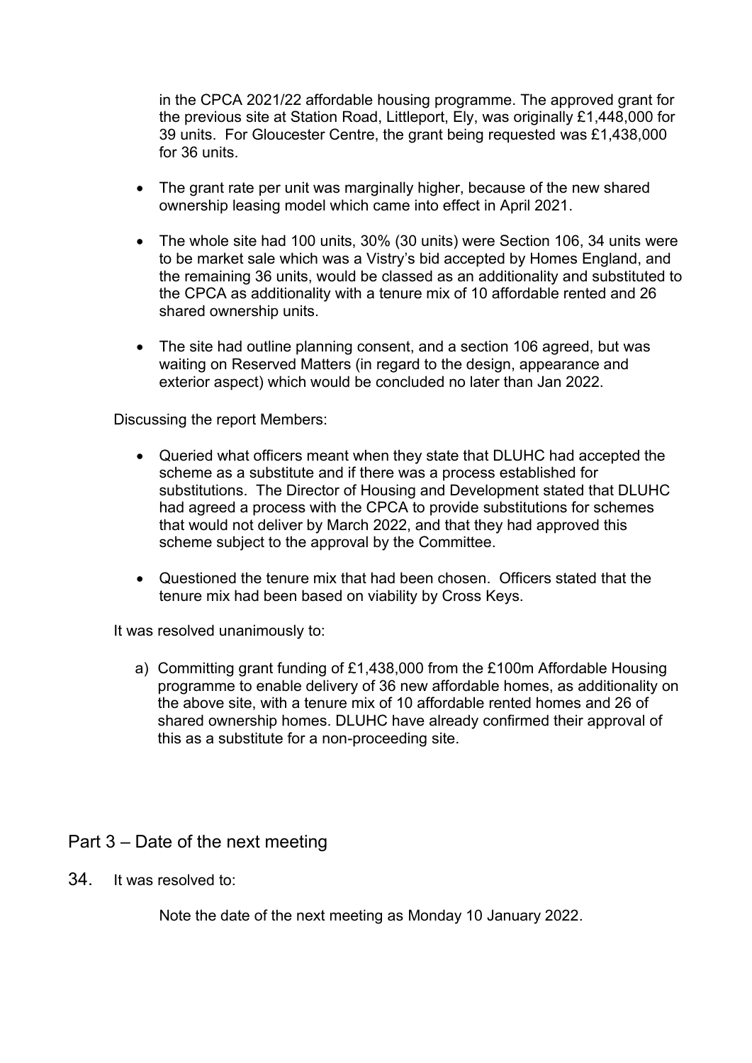in the CPCA 2021/22 affordable housing programme. The approved grant for the previous site at Station Road, Littleport, Ely, was originally £1,448,000 for 39 units. For Gloucester Centre, the grant being requested was £1,438,000 for 36 units.

- The grant rate per unit was marginally higher, because of the new shared ownership leasing model which came into effect in April 2021.
- The whole site had 100 units, 30% (30 units) were Section 106, 34 units were to be market sale which was a Vistry's bid accepted by Homes England, and the remaining 36 units, would be classed as an additionality and substituted to the CPCA as additionality with a tenure mix of 10 affordable rented and 26 shared ownership units.
- The site had outline planning consent, and a section 106 agreed, but was waiting on Reserved Matters (in regard to the design, appearance and exterior aspect) which would be concluded no later than Jan 2022.

Discussing the report Members:

- Queried what officers meant when they state that DLUHC had accepted the scheme as a substitute and if there was a process established for substitutions. The Director of Housing and Development stated that DLUHC had agreed a process with the CPCA to provide substitutions for schemes that would not deliver by March 2022, and that they had approved this scheme subject to the approval by the Committee.
- Questioned the tenure mix that had been chosen. Officers stated that the tenure mix had been based on viability by Cross Keys.

It was resolved unanimously to:

a) Committing grant funding of £1,438,000 from the £100m Affordable Housing programme to enable delivery of 36 new affordable homes, as additionality on the above site, with a tenure mix of 10 affordable rented homes and 26 of shared ownership homes. DLUHC have already confirmed their approval of this as a substitute for a non-proceeding site.

## Part 3 – Date of the next meeting

34. It was resolved to:

Note the date of the next meeting as Monday 10 January 2022.